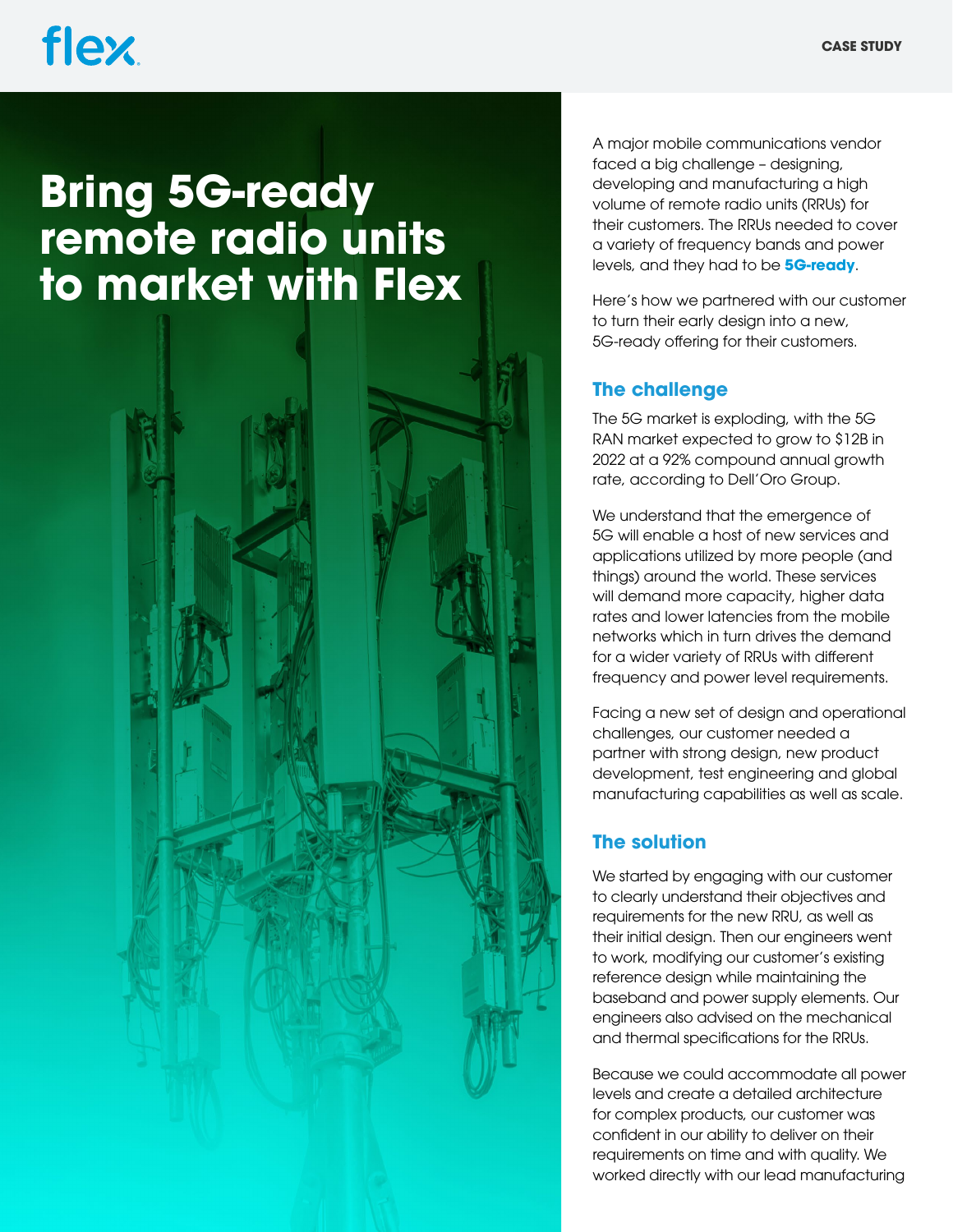# Bring 5G-ready remote radio units to market with Flex

A major mobile communications vendor faced a big challenge – designing, developing and manufacturing a high volume of remote radio units (RRUs) for their customers. The RRUs needed to cover a variety of frequency bands and power levels, and they had to be **5G-ready**.

Here's how we partnered with our customer to turn their early design into a new, 5G-ready offering for their customers.

## The challenge

The 5G market is exploding, with the 5G RAN market expected to grow to $12B in 2022 at a 92% compound annual growth rate, according to Dell'Oro Group.

We understand that the emergence of 5G will enable a host of new services and applications utilized by more people (and things) around the world. These services will demand more capacity, higher data rates and lower latencies from the mobile networks which in turn drives the demand for a wider variety of RRUs with different frequency and power level requirements.

Facing a new set of design and operational challenges, our customer needed a partner with strong design, new product development, test engineering and global manufacturing capabilities as well as scale.

## The solution

We started by engaging with our customer to clearly understand their objectives and requirements for the new RRU, as well as their initial design. Then our engineers went to work, modifying our customer's existing reference design while maintaining the baseband and power supply elements. Our engineers also advised on the mechanical and thermal specifications for the RRUs.

Because we could accommodate all power levels and create a detailed architecture for complex products, our customer was confident in our ability to deliver on their requirements on time and with quality. We worked directly with our lead manufacturing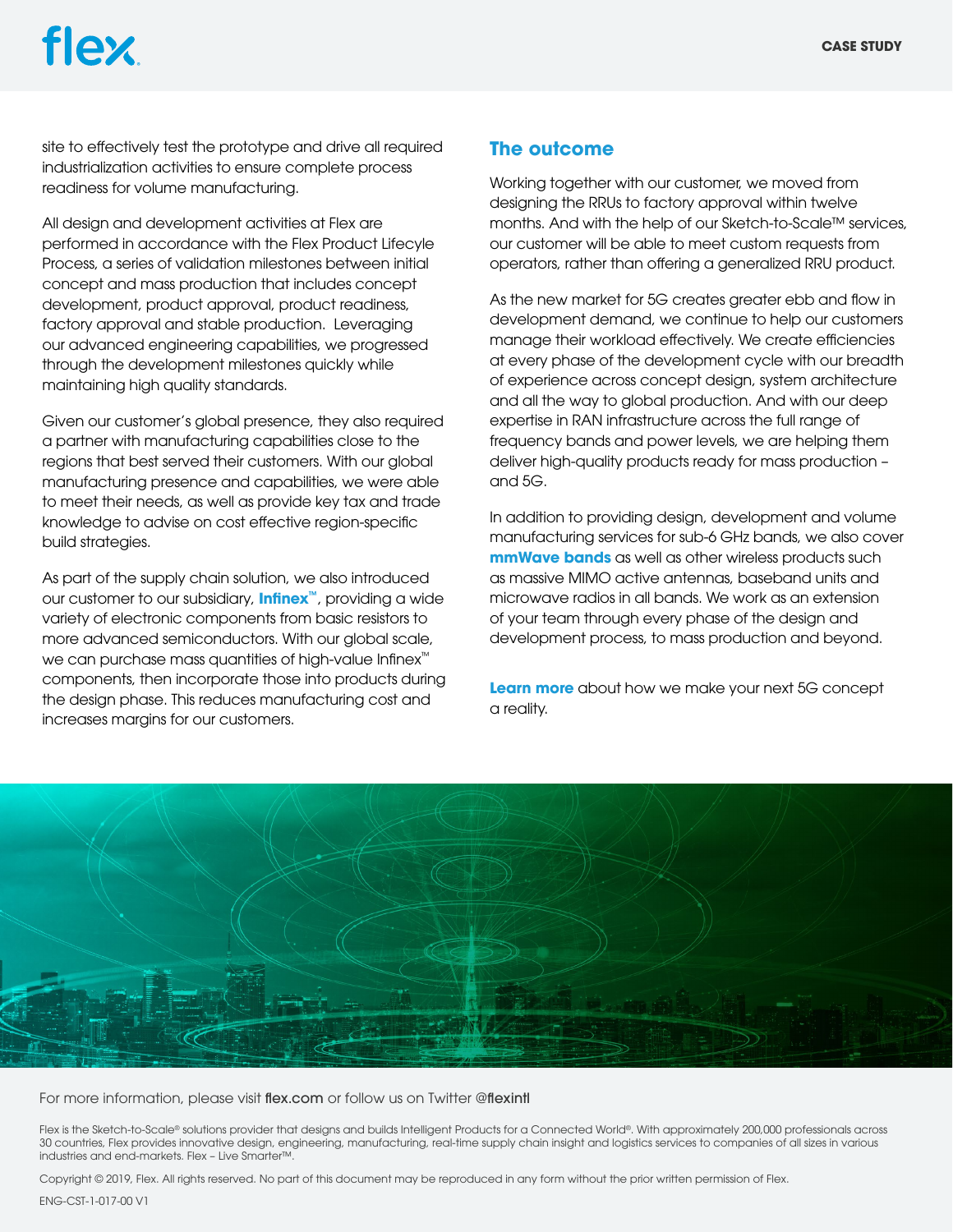site to effectively test the prototype and drive all required industrialization activities to ensure complete process readiness for volume manufacturing.

All design and development activities at Flex are performed in accordance with the Flex Product Lifecyle Process, a series of validation milestones between initial concept and mass production that includes concept development, product approval, product readiness, factory approval and stable production. Leveraging our advanced engineering capabilities, we progressed through the development milestones quickly while maintaining high quality standards.

Given our customer's global presence, they also required a partner with manufacturing capabilities close to the regions that best served their customers. With our global manufacturing presence and capabilities, we were able to meet their needs, as well as provide key tax and trade knowledge to advise on cost effective region-specific build strategies.

As part of the supply chain solution, we also introduced our customer to our subsidiary, **Infinex™**, providing a wide variety of electronic components from basic resistors to more advanced semiconductors. With our global scale, we can purchase mass quantities of high-value Infinex™ components, then incorporate those into products during the design phase. This reduces manufacturing cost and increases margins for our customers.

## The outcome

Working together with our customer, we moved from designing the RRUs to factory approval within twelve months. And with the help of our Sketch-to-Scale™ services, our customer will be able to meet custom requests from operators, rather than offering a generalized RRU product.

As the new market for 5G creates greater ebb and flow in development demand, we continue to help our customers manage their workload effectively. We create efficiencies at every phase of the development cycle with our breadth of experience across concept design, system architecture and all the way to global production. And with our deep expertise in RAN infrastructure across the full range of frequency bands and power levels, we are helping them deliver high-quality products ready for mass production – and 5G.

In addition to providing design, development and volume manufacturing services for sub-6 GHz bands, we also cover **mmWave bands** as well as other wireless products such as massive MIMO active antennas, baseband units and microwave radios in all bands. We work as an extension of your team through every phase of the design and development process, to mass production and beyond.

**Learn more** about how we make your next 5G concept a reality.

For more information, please visit **flex.com** or follow us on Twitter **@flexintl**

Flex is the Sketch-to-Scale® solutions provider that designs and builds Intelligent Products for a Connected World®. With approximately 200,000 professionals across 30 countries, Flex provides innovative design, engineering, manufacturing, real-time supply chain insight and logistics services to companies of all sizes in various industries and end-markets. Flex – Live Smarter™.

Copyright © 2019, Flex. All rights reserved. No part of this document may be reproduced in any form without the prior written permission of Flex.

ENG-CST-1-017-00 V1